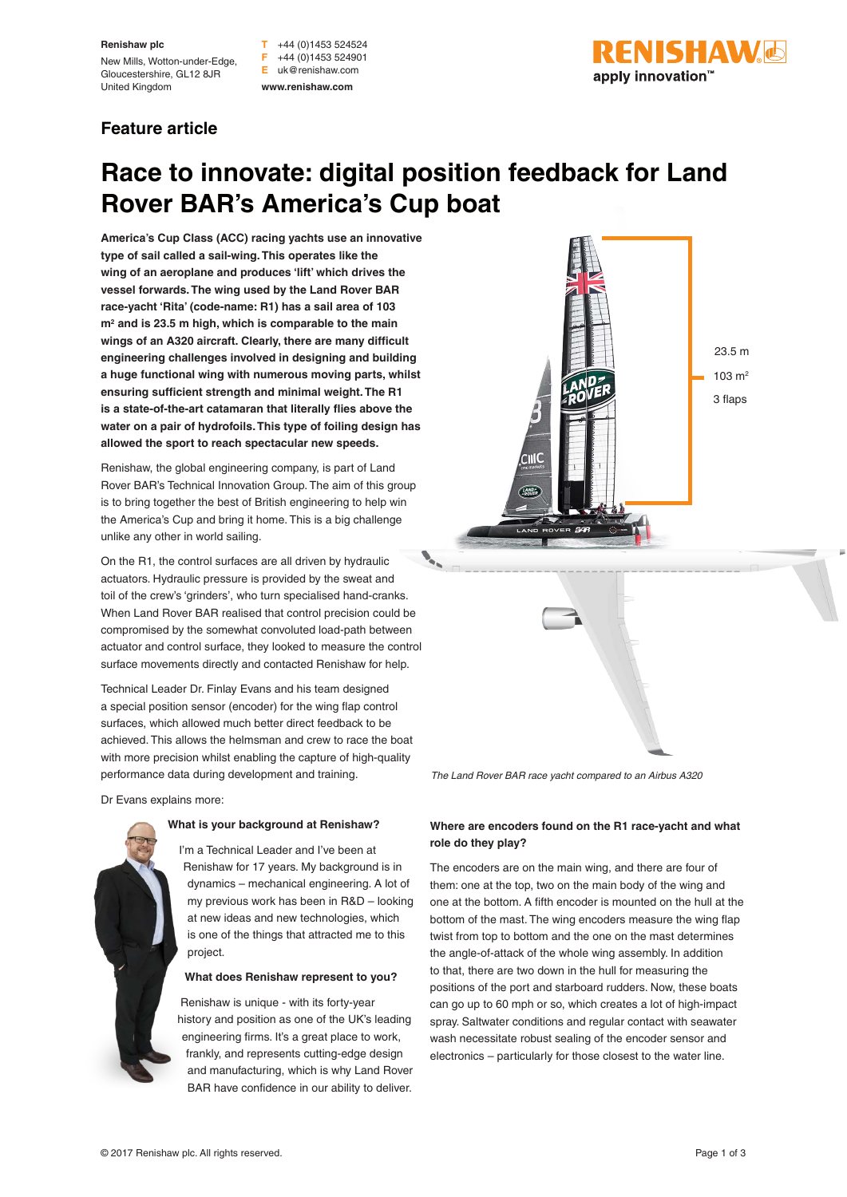Renishaw plc

New Mills, Wotton-under-Edge, Gloucestershire, GL12 8JR United Kingdom

T +44 (0)1453 524524
F +44 (0)1453 524901
E uk@renishaw.com
www.renishaw.com

## Feature article

# Race to innovate: digital position feedback for Land Rover BAR's America's Cup boat

**America's Cup Class (ACC) racing yachts use an innovative type of sail called a sail-wing. This operates like the wing of an aeroplane and produces 'lift' which drives the vessel forwards. The wing used by the Land Rover BAR race-yacht 'Rita' (code-name: R1) has a sail area of 103 m² and is 23.5 m high, which is comparable to the main wings of an A320 aircraft. Clearly, there are many difficult engineering challenges involved in designing and building a huge functional wing with numerous moving parts, whilst ensuring sufficient strength and minimal weight. The R1 is a state-of-the-art catamaran that literally flies above the water on a pair of hydrofoils. This type of foiling design has allowed the sport to reach spectacular new speeds.**

Renishaw, the global engineering company, is part of Land Rover BAR's Technical Innovation Group. The aim of this group is to bring together the best of British engineering to help win the America's Cup and bring it home. This is a big challenge unlike any other in world sailing.

On the R1, the control surfaces are all driven by hydraulic actuators. Hydraulic pressure is provided by the sweat and toil of the crew's 'grinders', who turn specialised hand-cranks. When Land Rover BAR realised that control precision could be compromised by the somewhat convoluted load-path between actuator and control surface, they looked to measure the control surface movements directly and contacted Renishaw for help.

Technical Leader Dr. Finlay Evans and his team designed a special position sensor (encoder) for the wing flap control surfaces, which allowed much better direct feedback to be achieved. This allows the helmsman and crew to race the boat with more precision whilst enabling the capture of high-quality performance data during development and training.

23.5 m
103 m²
3 flaps

*The Land Rover BAR race yacht compared to an Airbus A320*

Dr Evans explains more:

**What is your background at Renishaw?**

I'm a Technical Leader and I've been at Renishaw for 17 years. My background is in dynamics – mechanical engineering. A lot of my previous work has been in R&D – looking at new ideas and new technologies, which is one of the things that attracted me to this project.

**What does Renishaw represent to you?**

Renishaw is unique - with its forty-year history and position as one of the UK's leading engineering firms. It's a great place to work, frankly, and represents cutting-edge design and manufacturing, which is why Land Rover BAR have confidence in our ability to deliver.

**Where are encoders found on the R1 race-yacht and what role do they play?**

The encoders are on the main wing, and there are four of them: one at the top, two on the main body of the wing and one at the bottom. A fifth encoder is mounted on the hull at the bottom of the mast. The wing encoders measure the wing flap twist from top to bottom and the one on the mast determines the angle-of-attack of the whole wing assembly. In addition to that, there are two down in the hull for measuring the positions of the port and starboard rudders. Now, these boats can go up to 60 mph or so, which creates a lot of high-impact spray. Saltwater conditions and regular contact with seawater wash necessitate robust sealing of the encoder sensor and electronics – particularly for those closest to the water line.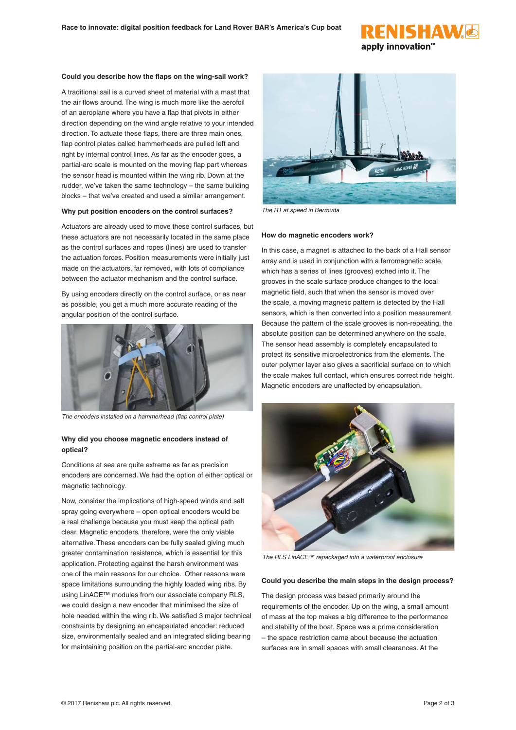### Could you describe how the flaps on the wing-sail work?

A traditional sail is a curved sheet of material with a mast that the air flows around. The wing is much more like the aerofoil of an aeroplane where you have a flap that pivots in either direction depending on the wind angle relative to your intended direction. To actuate these flaps, there are three main ones, flap control plates called hammerheads are pulled left and right by internal control lines. As far as the encoder goes, a partial-arc scale is mounted on the moving flap part whereas the sensor head is mounted within the wing rib. Down at the rudder, we've taken the same technology – the same building blocks – that we've created and used a similar arrangement.

### Why put position encoders on the control surfaces?

Actuators are already used to move these control surfaces, but these actuators are not necessarily located in the same place as the control surfaces and ropes (lines) are used to transfer the actuation forces. Position measurements were initially just made on the actuators, far removed, with lots of compliance between the actuator mechanism and the control surface.

By using encoders directly on the control surface, or as near as possible, you get a much more accurate reading of the angular position of the control surface.

*The encoders installed on a hammerhead (flap control plate)*

### Why did you choose magnetic encoders instead of optical?

Conditions at sea are quite extreme as far as precision encoders are concerned. We had the option of either optical or magnetic technology.

Now, consider the implications of high-speed winds and salt spray going everywhere – open optical encoders would be a real challenge because you must keep the optical path clear. Magnetic encoders, therefore, were the only viable alternative. These encoders can be fully sealed giving much greater contamination resistance, which is essential for this application. Protecting against the harsh environment was one of the main reasons for our choice. Other reasons were space limitations surrounding the highly loaded wing ribs. By using LinACE™ modules from our associate company RLS, we could design a new encoder that minimised the size of hole needed within the wing rib. We satisfied 3 major technical constraints by designing an encapsulated encoder: reduced size, environmentally sealed and an integrated sliding bearing for maintaining position on the partial-arc encoder plate.

*The R1 at speed in Bermuda*

### How do magnetic encoders work?

In this case, a magnet is attached to the back of a Hall sensor array and is used in conjunction with a ferromagnetic scale, which has a series of lines (grooves) etched into it. The grooves in the scale surface produce changes to the local magnetic field, such that when the sensor is moved over the scale, a moving magnetic pattern is detected by the Hall sensors, which is then converted into a position measurement. Because the pattern of the scale grooves is non-repeating, the absolute position can be determined anywhere on the scale. The sensor head assembly is completely encapsulated to protect its sensitive microelectronics from the elements. The outer polymer layer also gives a sacrificial surface on to which the scale makes full contact, which ensures correct ride height. Magnetic encoders are unaffected by encapsulation.

*The RLS LinACE™ repackaged into a waterproof enclosure*

### Could you describe the main steps in the design process?

The design process was based primarily around the requirements of the encoder. Up on the wing, a small amount of mass at the top makes a big difference to the performance and stability of the boat. Space was a prime consideration – the space restriction came about because the actuation surfaces are in small spaces with small clearances. At the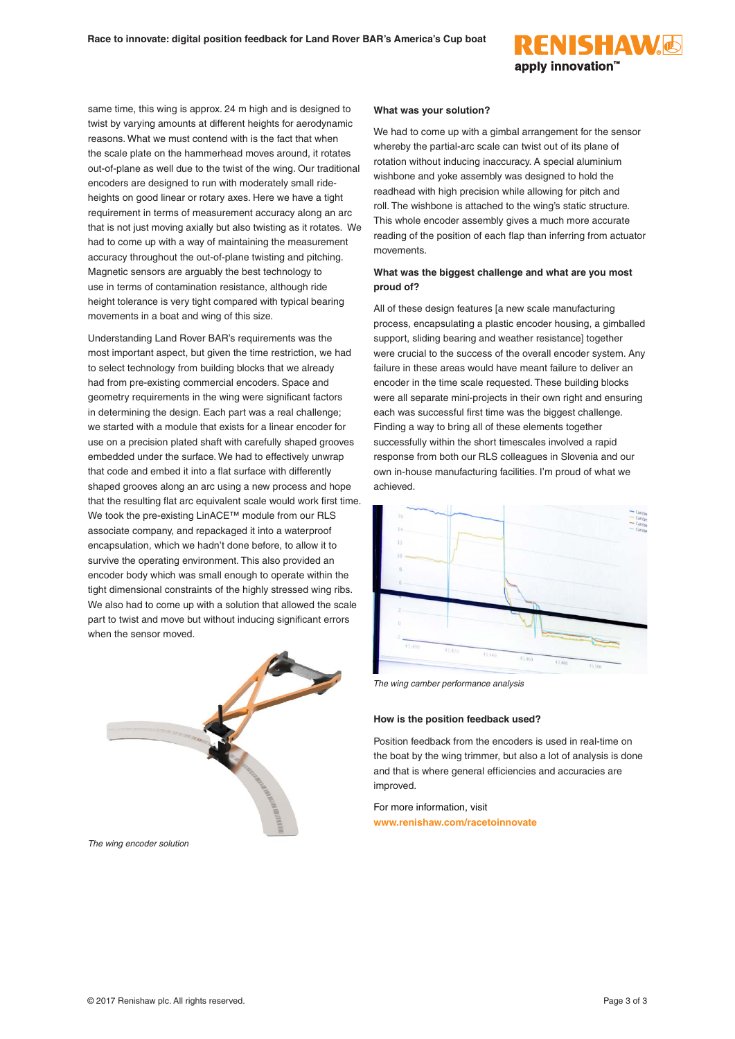same time, this wing is approx. 24 m high and is designed to twist by varying amounts at different heights for aerodynamic reasons. What we must contend with is the fact that when the scale plate on the hammerhead moves around, it rotates out-of-plane as well due to the twist of the wing. Our traditional encoders are designed to run with moderately small ride-heights on good linear or rotary axes. Here we have a tight requirement in terms of measurement accuracy along an arc that is not just moving axially but also twisting as it rotates. We had to come up with a way of maintaining the measurement accuracy throughout the out-of-plane twisting and pitching. Magnetic sensors are arguably the best technology to use in terms of contamination resistance, although ride height tolerance is very tight compared with typical bearing movements in a boat and wing of this size.

Understanding Land Rover BAR's requirements was the most important aspect, but given the time restriction, we had to select technology from building blocks that we already had from pre-existing commercial encoders. Space and geometry requirements in the wing were significant factors in determining the design. Each part was a real challenge; we started with a module that exists for a linear encoder for use on a precision plated shaft with carefully shaped grooves embedded under the surface. We had to effectively unwrap that code and embed it into a flat surface with differently shaped grooves along an arc using a new process and hope that the resulting flat arc equivalent scale would work first time. We took the pre-existing LinACE™ module from our RLS associate company, and repackaged it into a waterproof encapsulation, which we hadn't done before, to allow it to survive the operating environment. This also provided an encoder body which was small enough to operate within the tight dimensional constraints of the highly stressed wing ribs. We also had to come up with a solution that allowed the scale part to twist and move but without inducing significant errors when the sensor moved.

*The wing encoder solution*

**What was your solution?**

We had to come up with a gimbal arrangement for the sensor whereby the partial-arc scale can twist out of its plane of rotation without inducing inaccuracy. A special aluminium wishbone and yoke assembly was designed to hold the readhead with high precision while allowing for pitch and roll. The wishbone is attached to the wing's static structure. This whole encoder assembly gives a much more accurate reading of the position of each flap than inferring from actuator movements.

**What was the biggest challenge and what are you most proud of?**

All of these design features [a new scale manufacturing process, encapsulating a plastic encoder housing, a gimballed support, sliding bearing and weather resistance] together were crucial to the success of the overall encoder system. Any failure in these areas would have meant failure to deliver an encoder in the time scale requested. These building blocks were all separate mini-projects in their own right and ensuring each was successful first time was the biggest challenge. Finding a way to bring all of these elements together successfully within the short timescales involved a rapid response from both our RLS colleagues in Slovenia and our own in-house manufacturing facilities. I'm proud of what we achieved.

*The wing camber performance analysis*

**How is the position feedback used?**

Position feedback from the encoders is used in real-time on the boat by the wing trimmer, but also a lot of analysis is done and that is where general efficiencies and accuracies are improved.

For more information, visit
www.renishaw.com/racetoinnovate